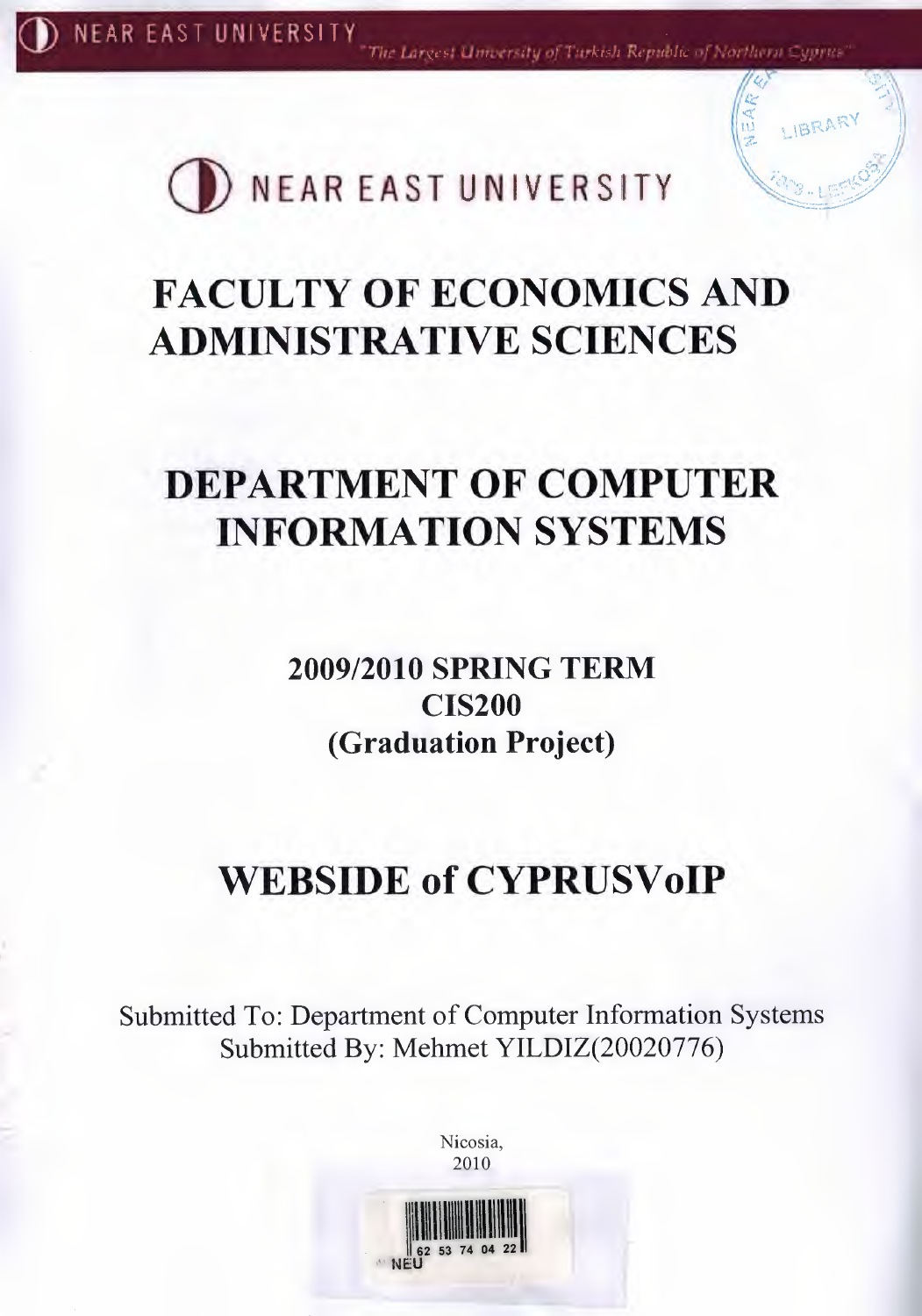# NEAR EAST UNIVERSITY

# FACULTY OF ECONOMICS AND ADMINISTRATIVE SCIENCES

# DEPARTMENT OF COMPUTER INFORMATION SYSTEMS

**2009/2010 SPRING TERM**
**CIS200**
**(Graduation Project)**

# WEBSIDE of CYPRUSVoIP

Submitted To: Department of Computer Information Systems
Submitted By: Mehmet YILDIZ(20020776)

Nicosia,
2010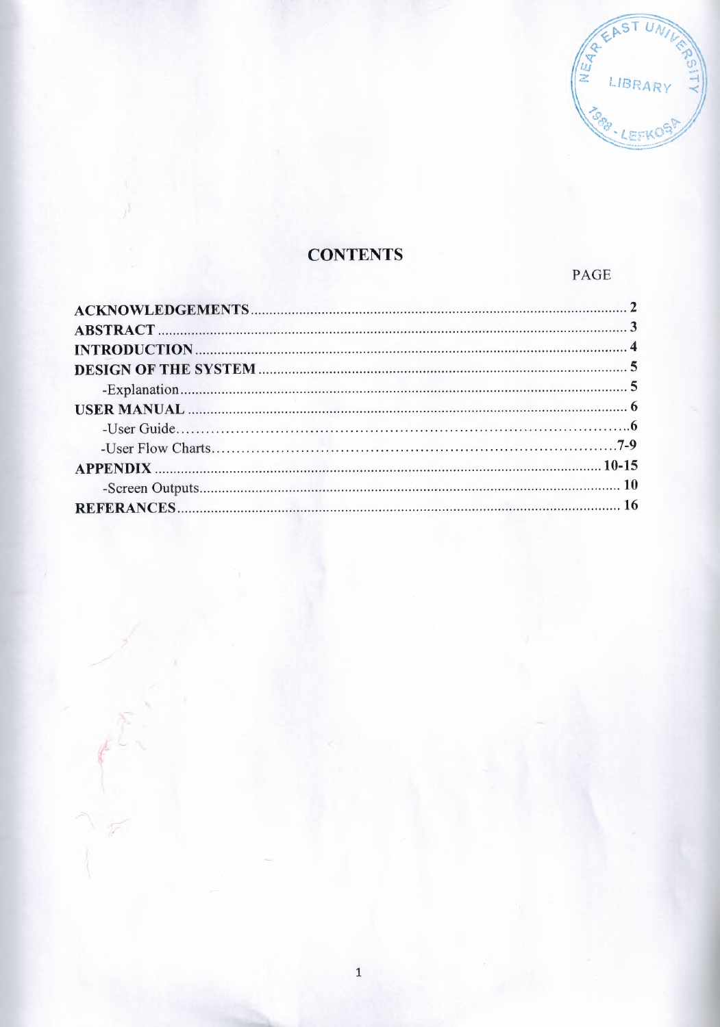## CONTENTS

| | PAGE |
|---|---|
| **ACKNOWLEDGEMENTS** | **2** |
| **ABSTRACT** | **3** |
| **INTRODUCTION** | **4** |
| **DESIGN OF THE SYSTEM** | **5** |
| -Explanation | **5** |
| **USER MANUAL** | **6** |
| -User Guide | **6** |
| -User Flow Charts | **7-9** |
| **APPENDIX** | **10-15** |
| -Screen Outputs | **10** |
| **REFERANCES** | **16** |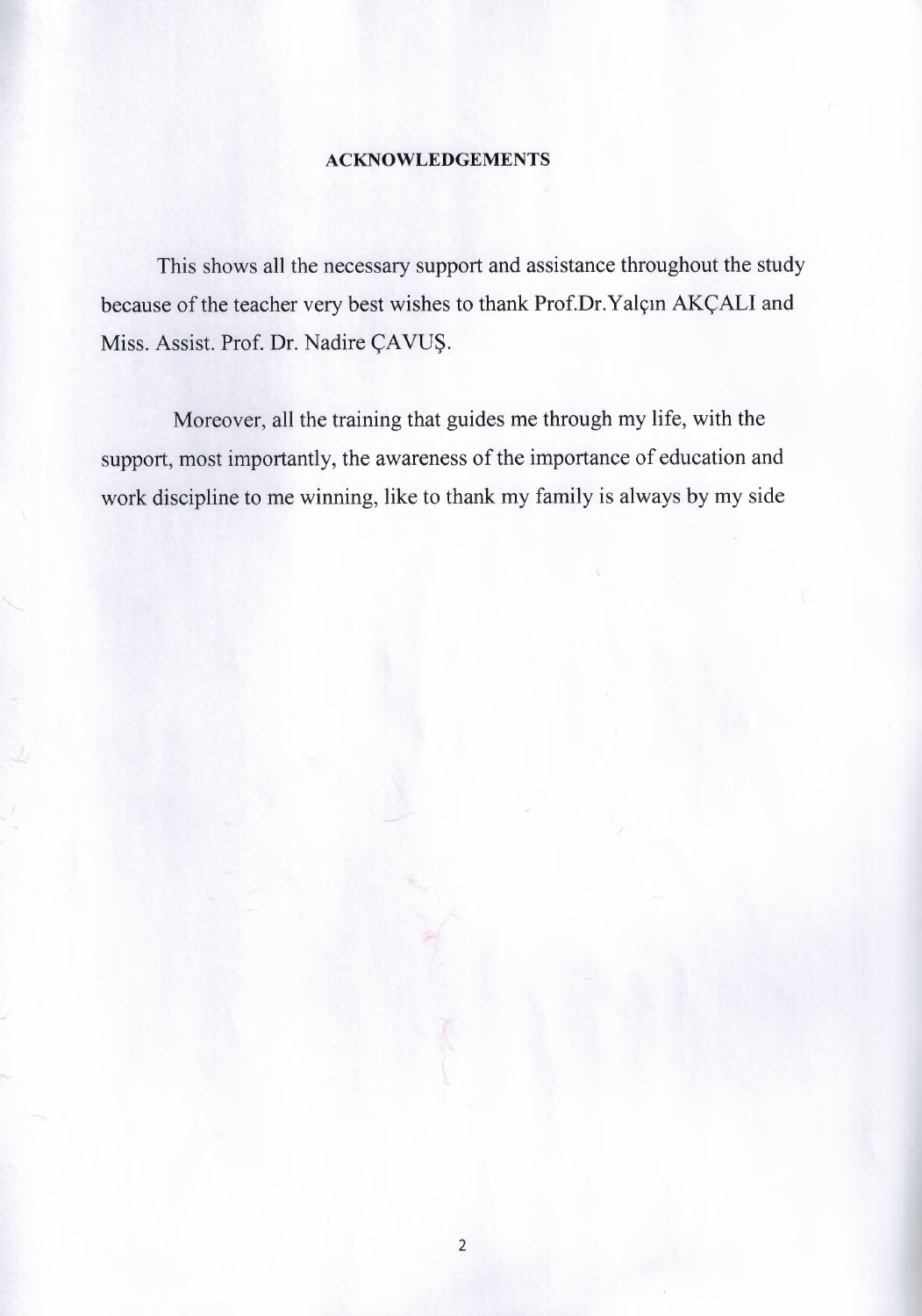# ACKNOWLEDGEMENTS

This shows all the necessary support and assistance throughout the study because of the teacher very best wishes to thank Prof.Dr.Yalçın AKÇALI and Miss. Assist. Prof. Dr. Nadire ÇAVUŞ.

Moreover, all the training that guides me through my life, with the support, most importantly, the awareness of the importance of education and work discipline to me winning, like to thank my family is always by my side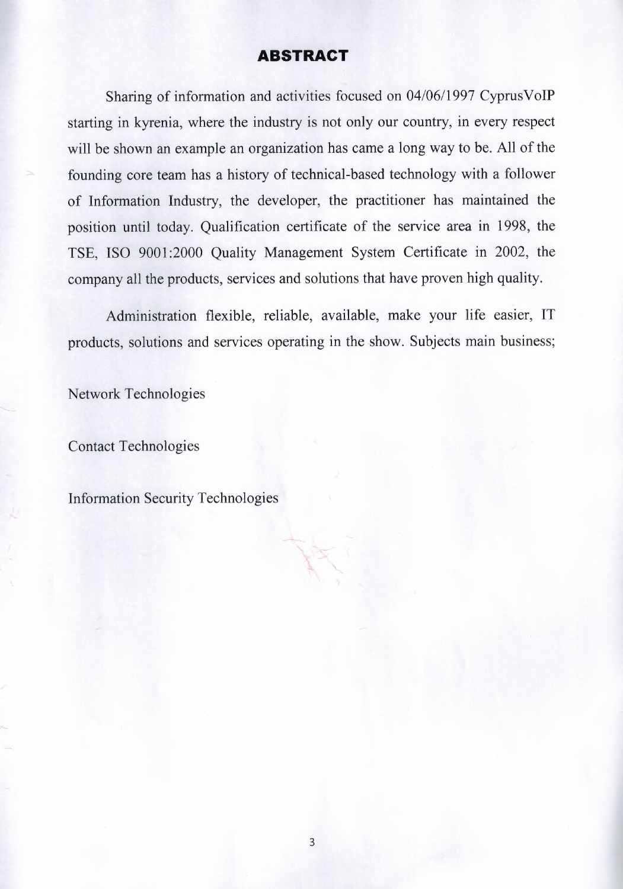# ABSTRACT

Sharing of information and activities focused on 04/06/1997 CyprusVoIP starting in kyrenia, where the industry is not only our country, in every respect will be shown an example an organization has came a long way to be. All of the founding core team has a history of technical-based technology with a follower of Information Industry, the developer, the practitioner has maintained the position until today. Qualification certificate of the service area in 1998, the TSE, ISO 9001:2000 Quality Management System Certificate in 2002, the company all the products, services and solutions that have proven high quality.

Administration flexible, reliable, available, make your life easier, IT products, solutions and services operating in the show. Subjects main business;

Network Technologies

Contact Technologies

Information Security Technologies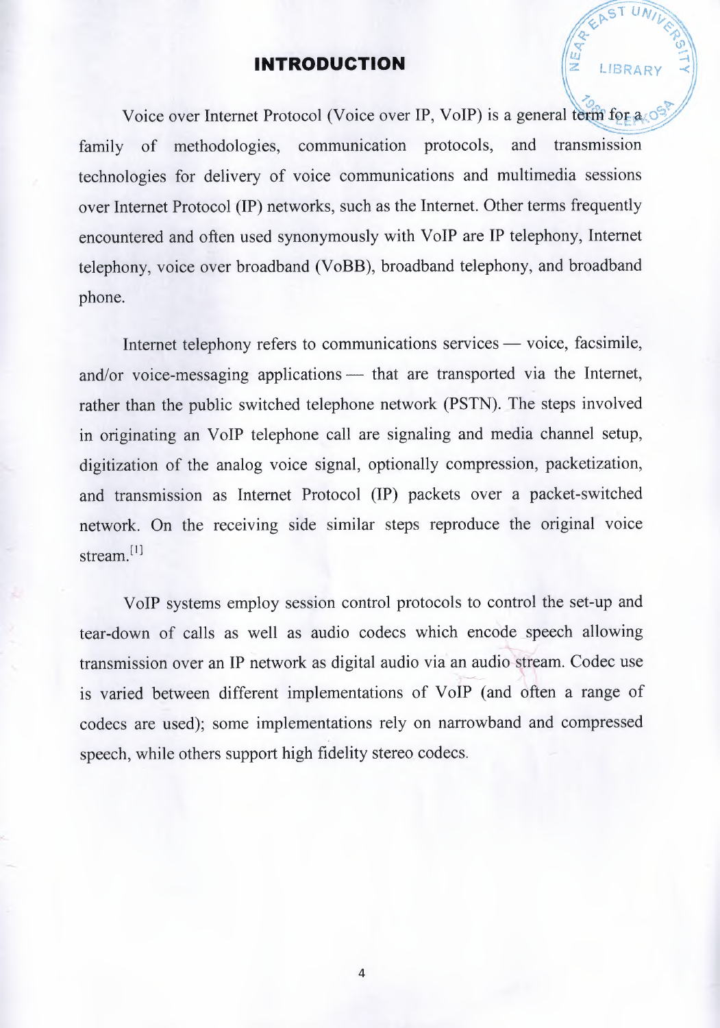# INTRODUCTION

Voice over Internet Protocol (Voice over IP, VoIP) is a general term for a family of methodologies, communication protocols, and transmission technologies for delivery of voice communications and multimedia sessions over Internet Protocol (IP) networks, such as the Internet. Other terms frequently encountered and often used synonymously with VoIP are IP telephony, Internet telephony, voice over broadband (VoBB), broadband telephony, and broadband phone.

Internet telephony refers to communications services — voice, facsimile, and/or voice-messaging applications — that are transported via the Internet, rather than the public switched telephone network (PSTN). The steps involved in originating an VoIP telephone call are signaling and media channel setup, digitization of the analog voice signal, optionally compression, packetization, and transmission as Internet Protocol (IP) packets over a packet-switched network. On the receiving side similar steps reproduce the original voice stream.[1]

VoIP systems employ session control protocols to control the set-up and tear-down of calls as well as audio codecs which encode speech allowing transmission over an IP network as digital audio via an audio stream. Codec use is varied between different implementations of VoIP (and often a range of codecs are used); some implementations rely on narrowband and compressed speech, while others support high fidelity stereo codecs.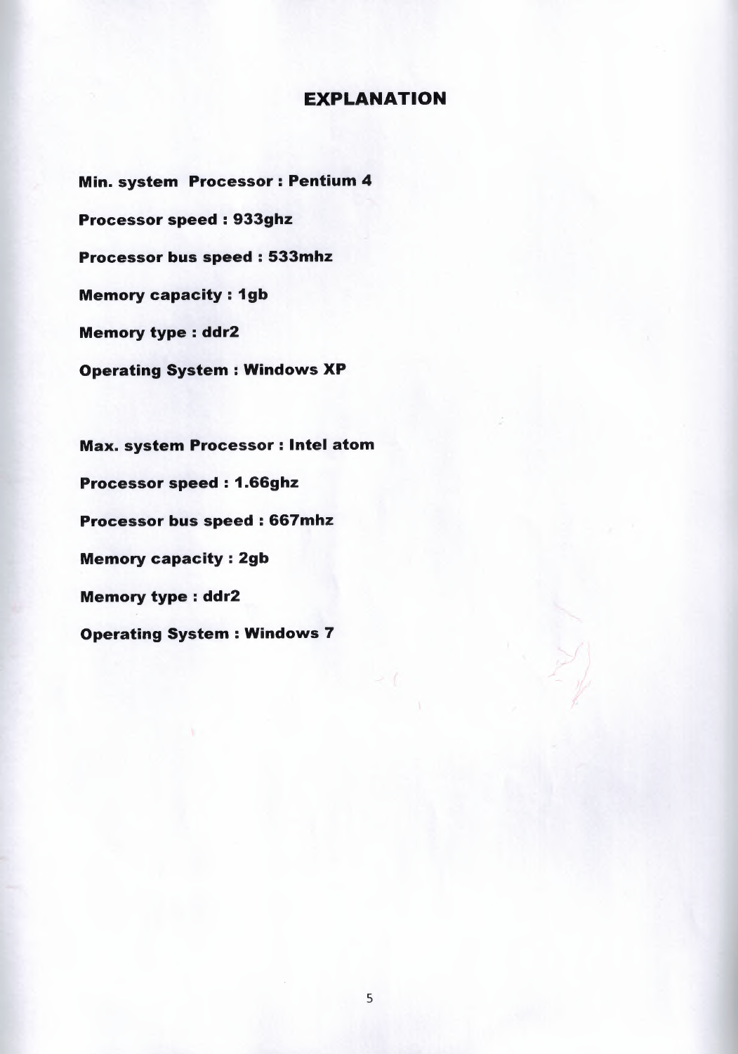## EXPLANATION

**Min. system Processor : Pentium 4**

**Processor speed : 933ghz**

**Processor bus speed : 533mhz**

**Memory capacity : 1gb**

**Memory type : ddr2**

**Operating System : Windows XP**

**Max. system Processor : Intel atom**

**Processor speed : 1.66ghz**

**Processor bus speed : 667mhz**

**Memory capacity : 2gb**

**Memory type : ddr2**

**Operating System : Windows 7**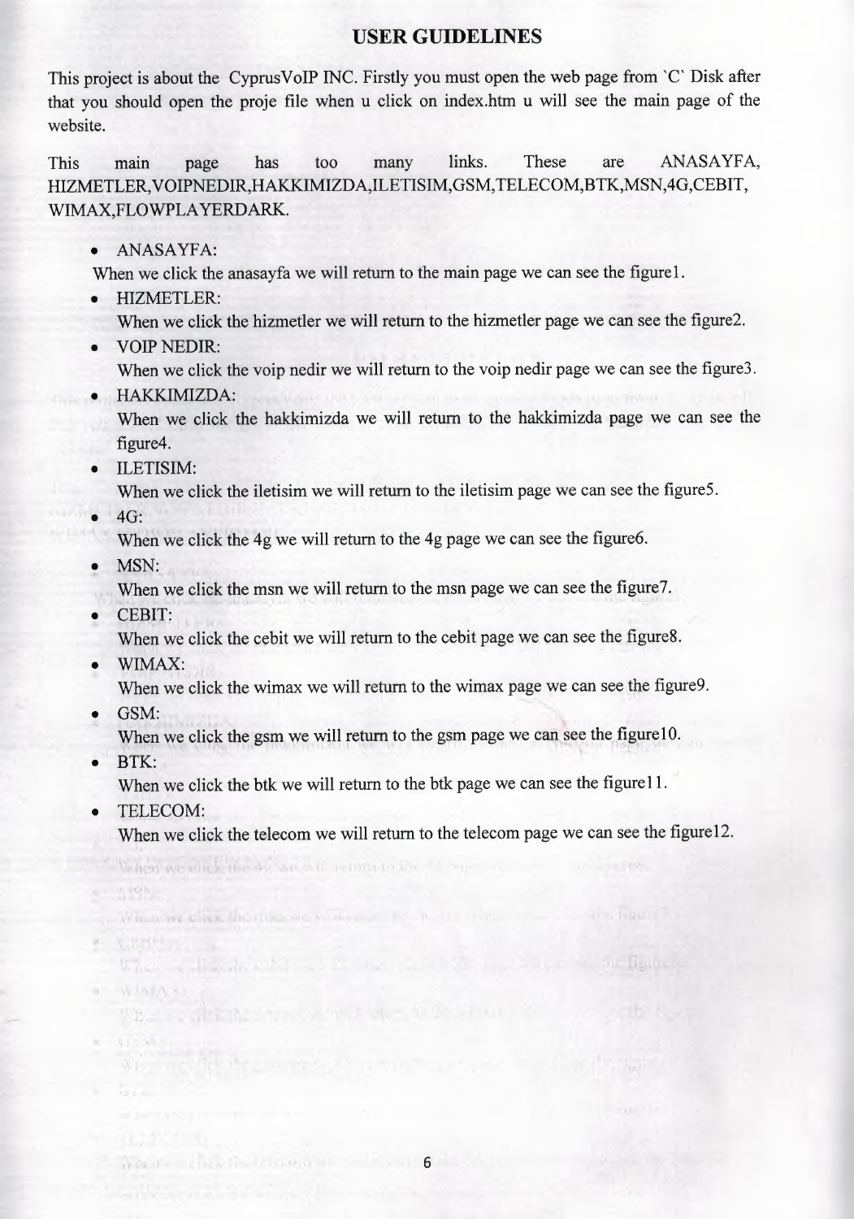# USER GUIDELINES

This project is about the CyprusVoIP INC. Firstly you must open the web page from `C` Disk after that you should open the proje file when u click on index.htm u will see the main page of the website.

This main page has too many links. These are ANASAYFA, HIZMETLER,VOIPNEDIR,HAKKIMIZDA,ILETISIM,GSM,TELECOM,BTK,MSN,4G,CEBIT, WIMAX,FLOWPLAYERDARK.

- ANASAYFA:
  When we click the anasayfa we will return to the main page we can see the figure1.
- HIZMETLER:
  When we click the hizmetler we will return to the hizmetler page we can see the figure2.
- VOIP NEDIR:
  When we click the voip nedir we will return to the voip nedir page we can see the figure3.
- HAKKIMIZDA:
  When we click the hakkimizda we will return to the hakkimizda page we can see the figure4.
- ILETISIM:
  When we click the iletisim we will return to the iletisim page we can see the figure5.
- 4G:
  When we click the 4g we will return to the 4g page we can see the figure6.
- MSN:
  When we click the msn we will return to the msn page we can see the figure7.
- CEBIT:
  When we click the cebit we will return to the cebit page we can see the figure8.
- WIMAX:
  When we click the wimax we will return to the wimax page we can see the figure9.
- GSM:
  When we click the gsm we will return to the gsm page we can see the figure10.
- BTK:
  When we click the btk we will return to the btk page we can see the figure11.
- TELECOM:
  When we click the telecom we will return to the telecom page we can see the figure12.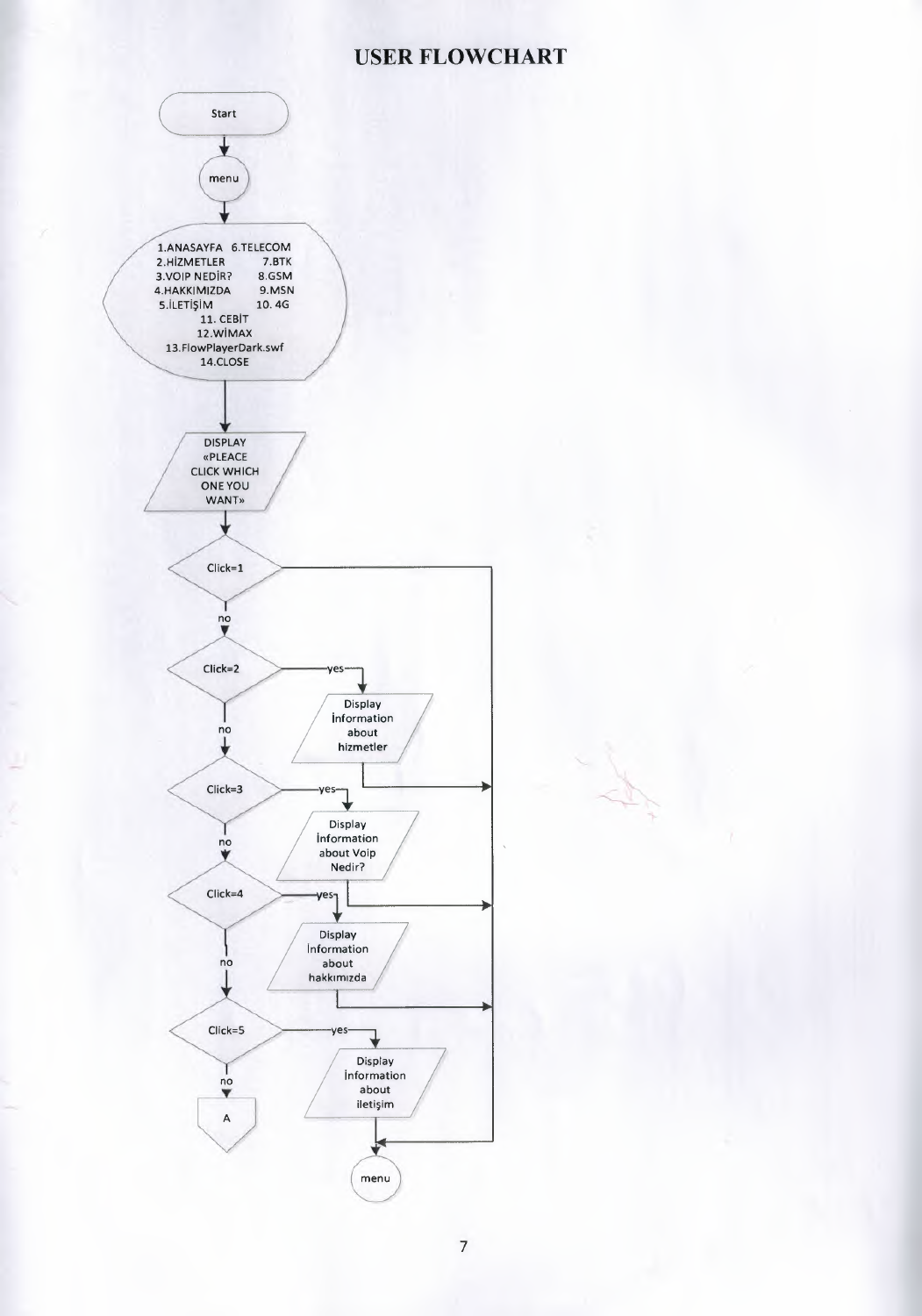# USER FLOWCHART

Start

menu

1.ANASAYFA 6.TELECOM
2.HİZMETLER 7.BTK
3.VOIP NEDİR? 8.GSM
4.HAKKIMIZDA 9.MSN
5.İLETİŞİM 10. 4G
11. CEBİT
12.WİMAX
13.FlowPlayerDark.swf
14.CLOSE

DISPLAY «PLEACE CLICK WHICH ONE YOU WANT»

Click=1

no

Click=2 — yes → Display İnformation about hizmetler

no

Click=3 — yes → Display İnformation about Voip Nedir?

no

Click=4 — yes → Display İnformation about hakkımızda

no

Click=5 — yes → Display İnformation about iletişim

no

A

menu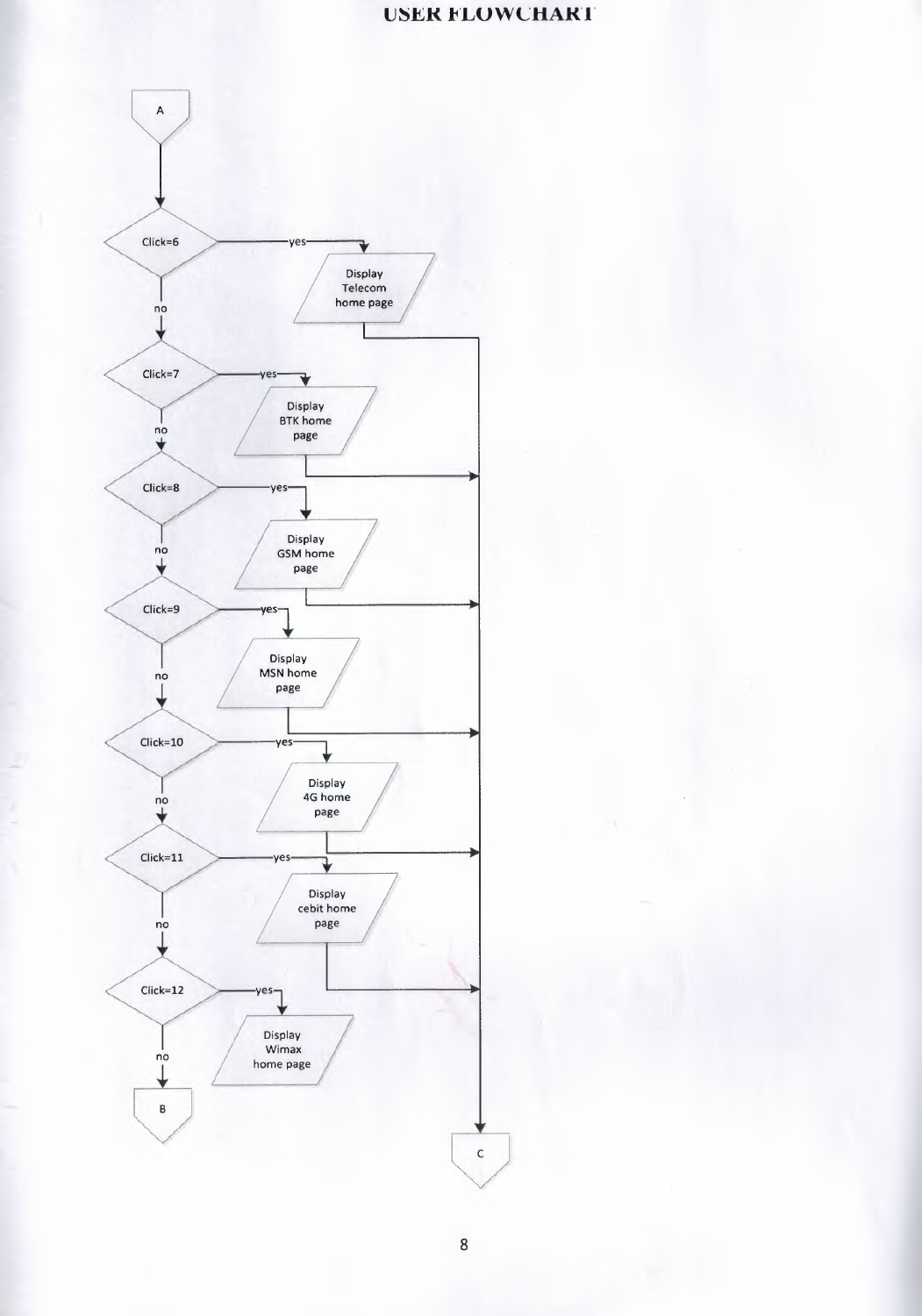# USER FLOWCHART

A

Click=6 —yes→ Display Telecom home page → C

no

Click=7 —yes→ Display BTK home page → C

no

Click=8 —yes→ Display GSM home page → C

no

Click=9 —yes→ Display MSN home page → C

no

Click=10 —yes→ Display 4G home page → C

no

Click=11 —yes→ Display cebit home page → C

no

Click=12 —yes→ Display Wimax home page

no

B

C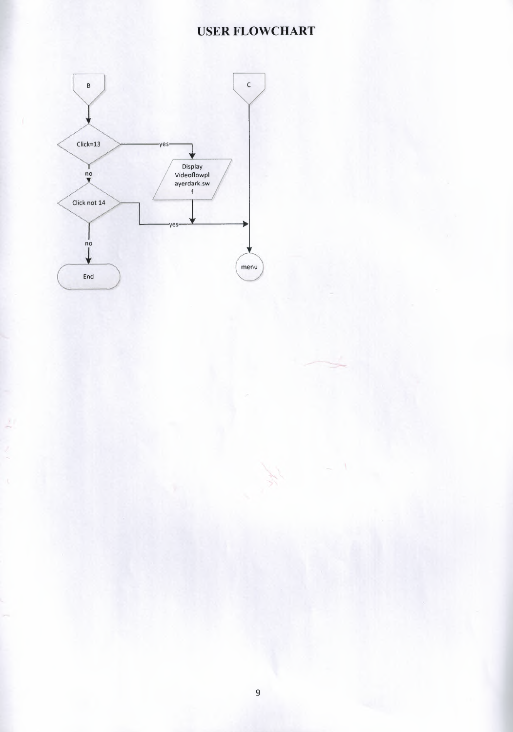## USER FLOWCHART

B

Click=13

yes

Display Videoflowplayerdark.swf

no

Click not 14

yes

no

End

C

menu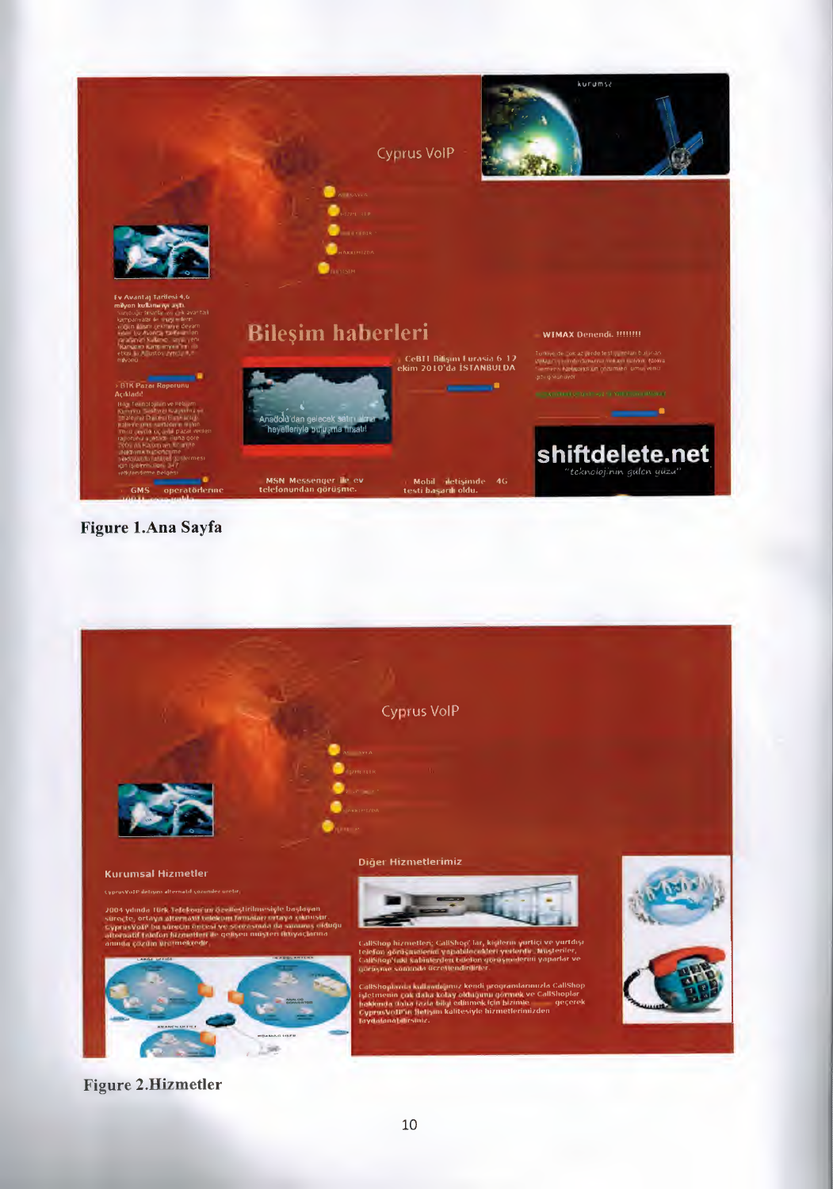Figure 1.Ana Sayfa

Figure 2.Hizmetler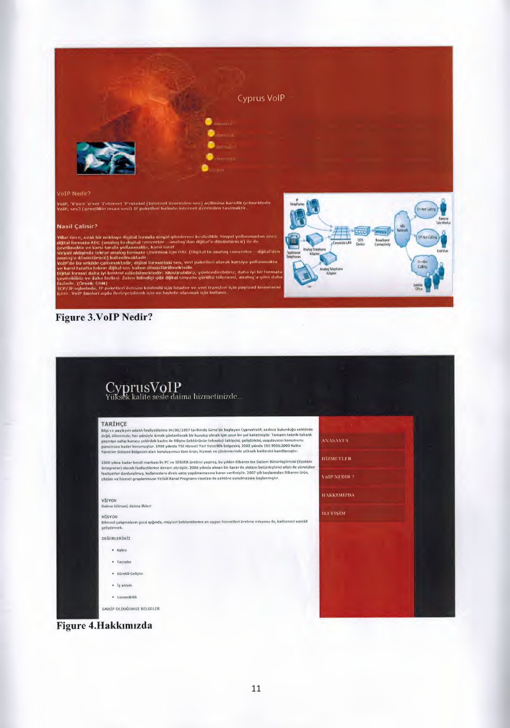Figure 3.VoIP Nedir?

Figure 4.Hakkımızda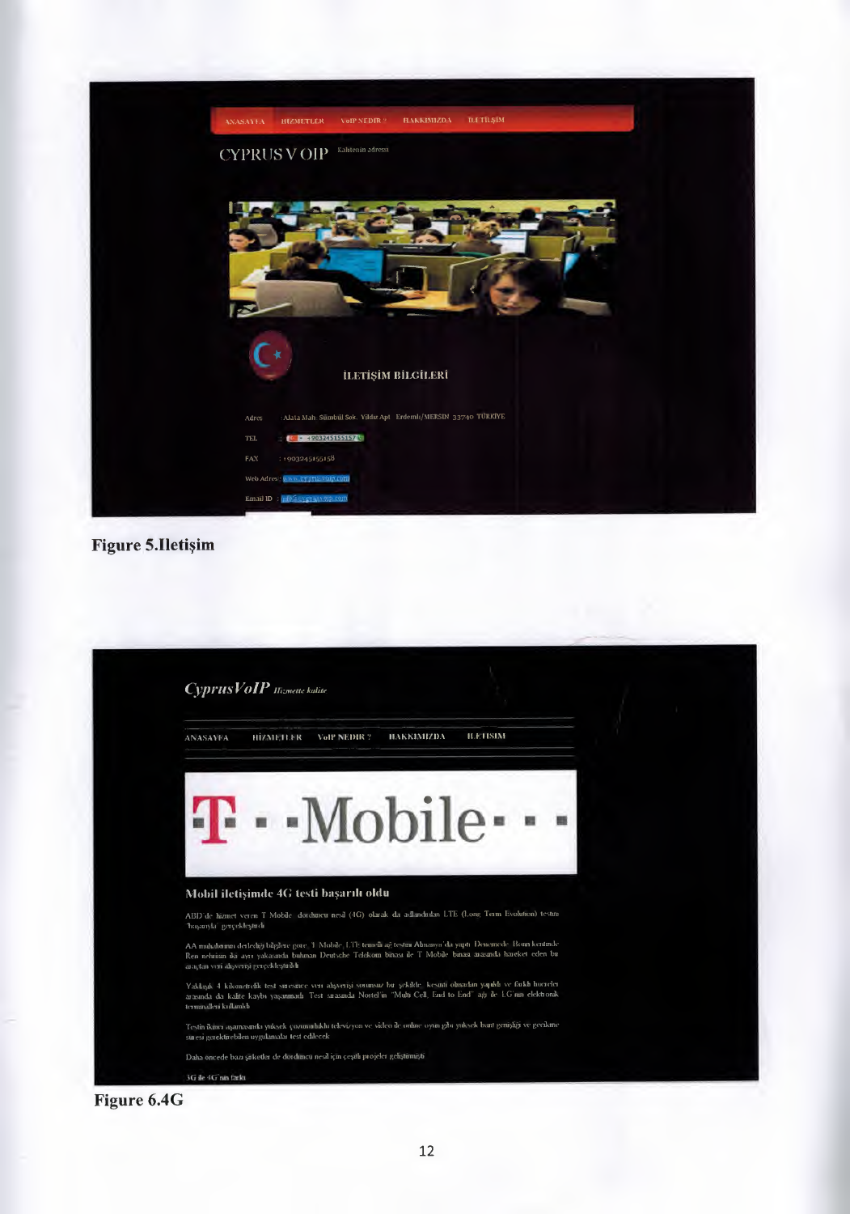**Figure 5.Iletişim**

**Figure 6.4G**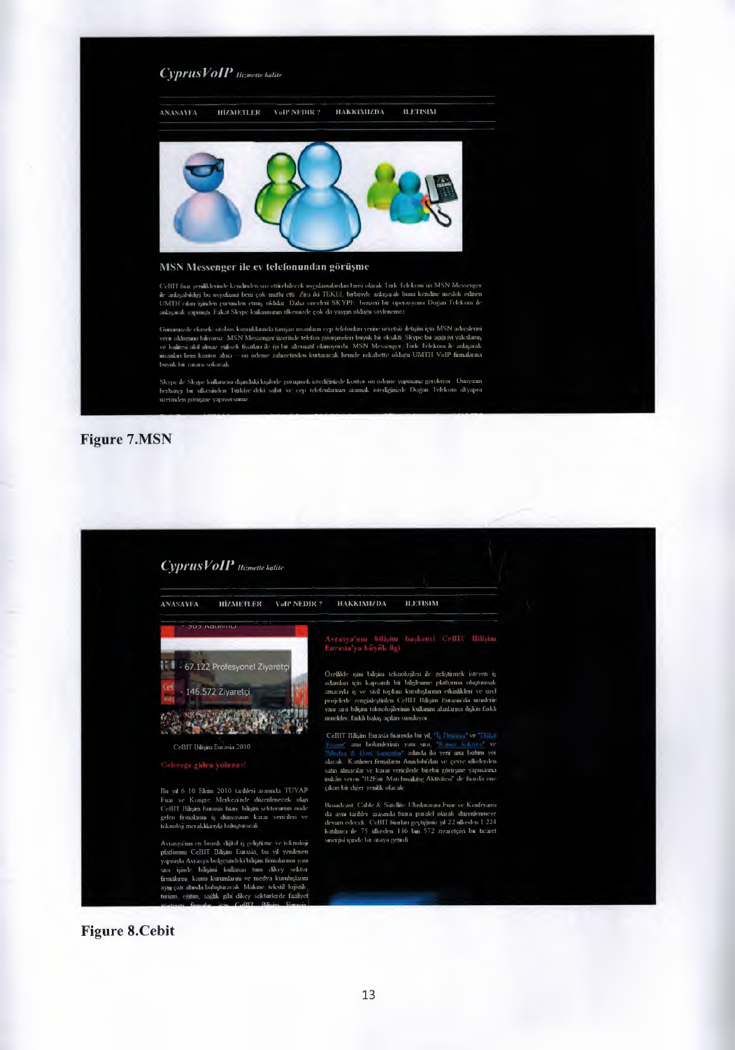Figure 7.MSN

Figure 8.Cebit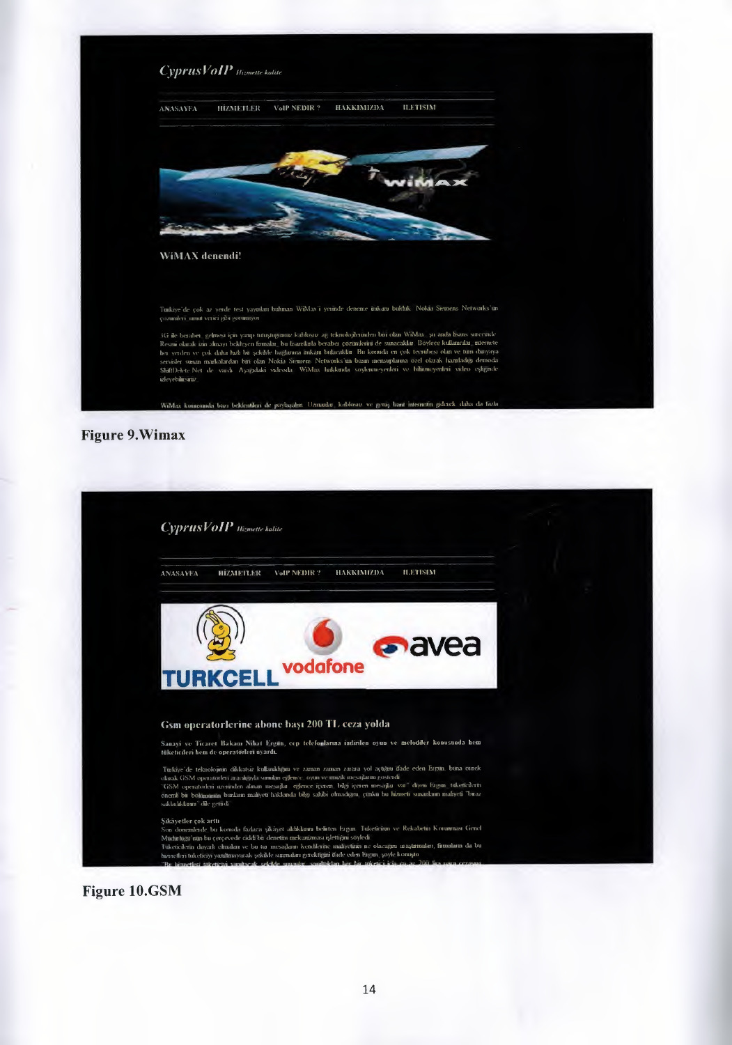Figure 9.Wimax

Figure 10.GSM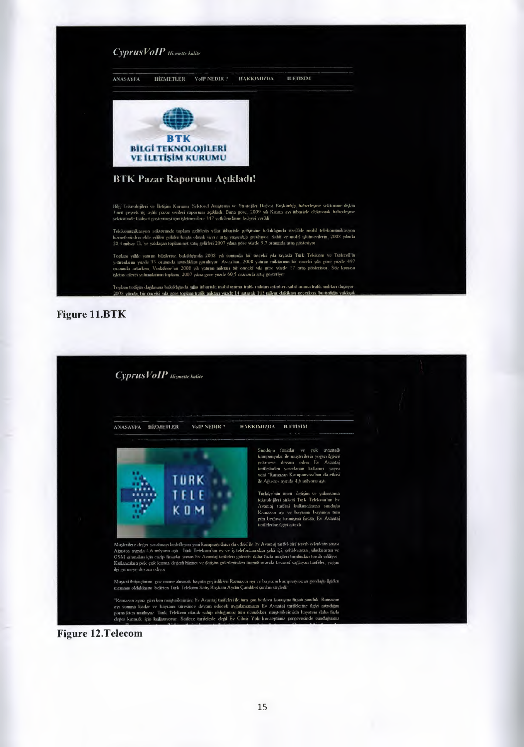Figure 11.BTK

Figure 12.Telecom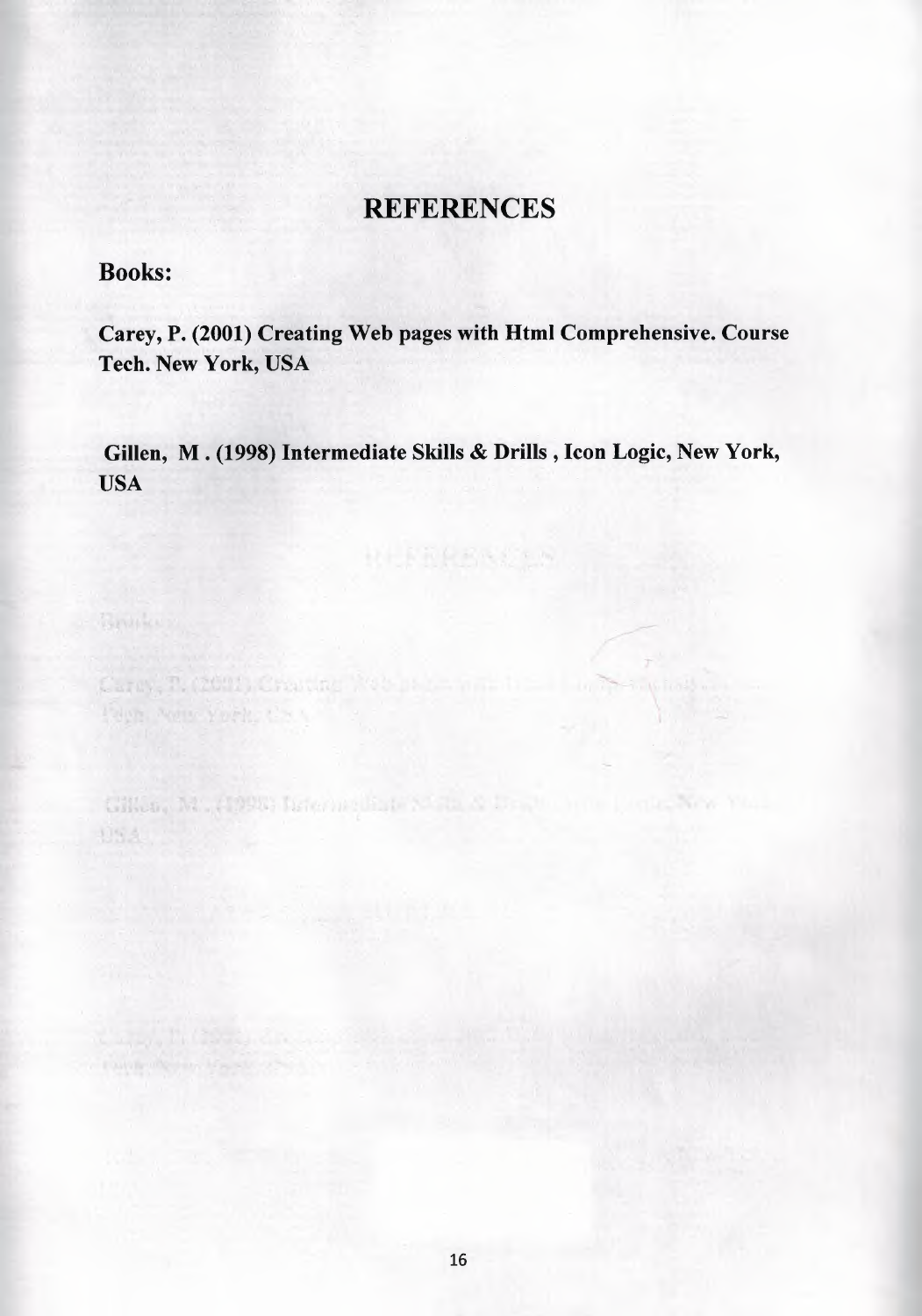# REFERENCES

**Books:**

**Carey, P. (2001) Creating Web pages with Html Comprehensive. Course Tech. New York, USA**

**Gillen, M . (1998) Intermediate Skills & Drills , Icon Logic, New York, USA**